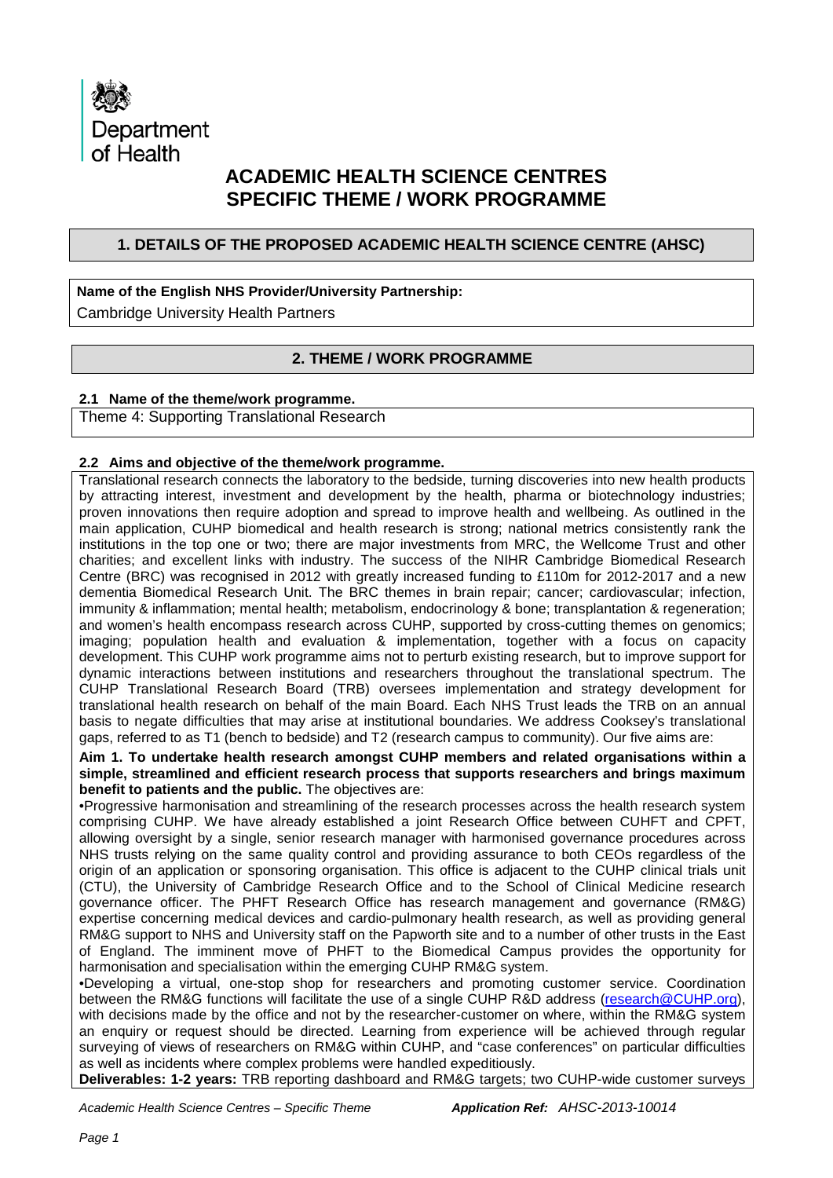Department of Health

# ACADEMIC HEALTH SCIENCE CENTRES SPECIFIC THEME / WORK PROGRAMME

## 1. DETAILS OF THE PROPOSED ACADEMIC HEALTH SCIENCE CENTRE (AHSC)

**Name of the English NHS Provider/University Partnership:**

Cambridge University Health Partners

## 2. THEME / WORK PROGRAMME

**2.1 Name of the theme/work programme.**

Theme 4: Supporting Translational Research

**2.2 Aims and objective of the theme/work programme.**

Translational research connects the laboratory to the bedside, turning discoveries into new health products by attracting interest, investment and development by the health, pharma or biotechnology industries; proven innovations then require adoption and spread to improve health and wellbeing. As outlined in the main application, CUHP biomedical and health research is strong; national metrics consistently rank the institutions in the top one or two; there are major investments from MRC, the Wellcome Trust and other charities; and excellent links with industry. The success of the NIHR Cambridge Biomedical Research Centre (BRC) was recognised in 2012 with greatly increased funding to £110m for 2012-2017 and a new dementia Biomedical Research Unit. The BRC themes in brain repair; cancer; cardiovascular; infection, immunity & inflammation; mental health; metabolism, endocrinology & bone; transplantation & regeneration; and women's health encompass research across CUHP, supported by cross-cutting themes on genomics; imaging; population health and evaluation & implementation, together with a focus on capacity development. This CUHP work programme aims not to perturb existing research, but to improve support for dynamic interactions between institutions and researchers throughout the translational spectrum. The CUHP Translational Research Board (TRB) oversees implementation and strategy development for translational health research on behalf of the main Board. Each NHS Trust leads the TRB on an annual basis to negate difficulties that may arise at institutional boundaries. We address Cooksey's translational gaps, referred to as T1 (bench to bedside) and T2 (research campus to community). Our five aims are:

**Aim 1. To undertake health research amongst CUHP members and related organisations within a simple, streamlined and efficient research process that supports researchers and brings maximum benefit to patients and the public.** The objectives are:

- Progressive harmonisation and streamlining of the research processes across the health research system comprising CUHP. We have already established a joint Research Office between CUHFT and CPFT, allowing oversight by a single, senior research manager with harmonised governance procedures across NHS trusts relying on the same quality control and providing assurance to both CEOs regardless of the origin of an application or sponsoring organisation. This office is adjacent to the CUHP clinical trials unit (CTU), the University of Cambridge Research Office and to the School of Clinical Medicine research governance officer. The PHFT Research Office has research management and governance (RM&G) expertise concerning medical devices and cardio-pulmonary health research, as well as providing general RM&G support to NHS and University staff on the Papworth site and to a number of other trusts in the East of England. The imminent move of PHFT to the Biomedical Campus provides the opportunity for harmonisation and specialisation within the emerging CUHP RM&G system.
- Developing a virtual, one-stop shop for researchers and promoting customer service. Coordination between the RM&G functions will facilitate the use of a single CUHP R&D address (research@CUHP.org), with decisions made by the office and not by the researcher-customer on where, within the RM&G system an enquiry or request should be directed. Learning from experience will be achieved through regular surveying of views of researchers on RM&G within CUHP, and "case conferences" on particular difficulties as well as incidents where complex problems were handled expeditiously.

**Deliverables: 1-2 years:** TRB reporting dashboard and RM&G targets; two CUHP-wide customer surveys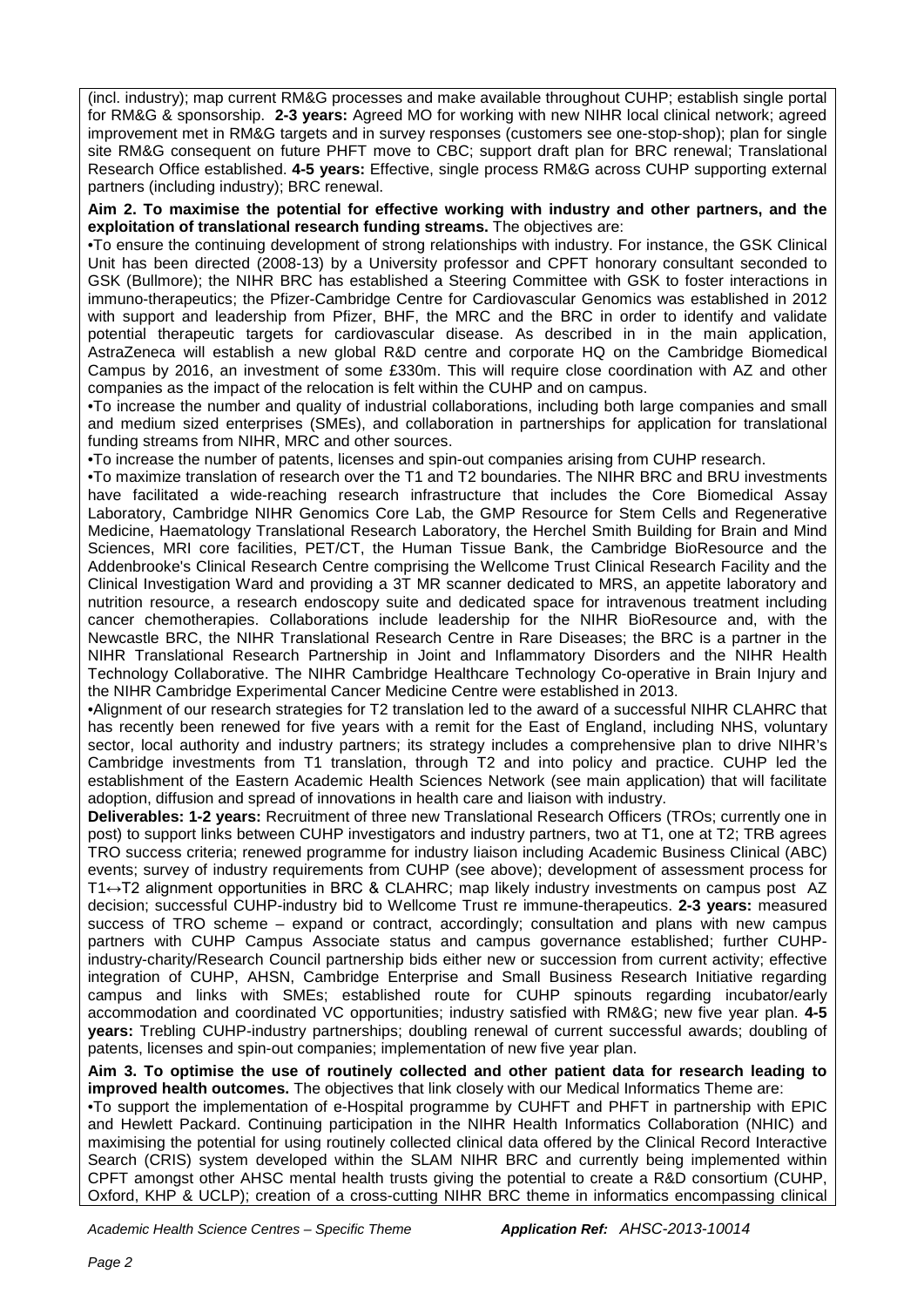(incl. industry); map current RM&G processes and make available throughout CUHP; establish single portal for RM&G & sponsorship. **2-3 years:** Agreed MO for working with new NIHR local clinical network; agreed improvement met in RM&G targets and in survey responses (customers see one-stop-shop); plan for single site RM&G consequent on future PHFT move to CBC; support draft plan for BRC renewal; Translational Research Office established. **4-5 years:** Effective, single process RM&G across CUHP supporting external partners (including industry); BRC renewal.

**Aim 2. To maximise the potential for effective working with industry and other partners, and the exploitation of translational research funding streams.** The objectives are:

•To ensure the continuing development of strong relationships with industry. For instance, the GSK Clinical Unit has been directed (2008-13) by a University professor and CPFT honorary consultant seconded to GSK (Bullmore); the NIHR BRC has established a Steering Committee with GSK to foster interactions in immuno-therapeutics; the Pfizer-Cambridge Centre for Cardiovascular Genomics was established in 2012 with support and leadership from Pfizer, BHF, the MRC and the BRC in order to identify and validate potential therapeutic targets for cardiovascular disease. As described in in the main application, AstraZeneca will establish a new global R&D centre and corporate HQ on the Cambridge Biomedical Campus by 2016, an investment of some £330m. This will require close coordination with AZ and other companies as the impact of the relocation is felt within the CUHP and on campus.

•To increase the number and quality of industrial collaborations, including both large companies and small and medium sized enterprises (SMEs), and collaboration in partnerships for application for translational funding streams from NIHR, MRC and other sources.

•To increase the number of patents, licenses and spin-out companies arising from CUHP research.

•To maximize translation of research over the T1 and T2 boundaries. The NIHR BRC and BRU investments have facilitated a wide-reaching research infrastructure that includes the Core Biomedical Assay Laboratory, Cambridge NIHR Genomics Core Lab, the GMP Resource for Stem Cells and Regenerative Medicine, Haematology Translational Research Laboratory, the Herchel Smith Building for Brain and Mind Sciences, MRI core facilities, PET/CT, the Human Tissue Bank, the Cambridge BioResource and the Addenbrooke's Clinical Research Centre comprising the Wellcome Trust Clinical Research Facility and the Clinical Investigation Ward and providing a 3T MR scanner dedicated to MRS, an appetite laboratory and nutrition resource, a research endoscopy suite and dedicated space for intravenous treatment including cancer chemotherapies. Collaborations include leadership for the NIHR BioResource and, with the Newcastle BRC, the NIHR Translational Research Centre in Rare Diseases; the BRC is a partner in the NIHR Translational Research Partnership in Joint and Inflammatory Disorders and the NIHR Health Technology Collaborative. The NIHR Cambridge Healthcare Technology Co-operative in Brain Injury and the NIHR Cambridge Experimental Cancer Medicine Centre were established in 2013.

•Alignment of our research strategies for T2 translation led to the award of a successful NIHR CLAHRC that has recently been renewed for five years with a remit for the East of England, including NHS, voluntary sector, local authority and industry partners; its strategy includes a comprehensive plan to drive NIHR's Cambridge investments from T1 translation, through T2 and into policy and practice. CUHP led the establishment of the Eastern Academic Health Sciences Network (see main application) that will facilitate adoption, diffusion and spread of innovations in health care and liaison with industry.

**Deliverables: 1-2 years:** Recruitment of three new Translational Research Officers (TROs; currently one in post) to support links between CUHP investigators and industry partners, two at T1, one at T2; TRB agrees TRO success criteria; renewed programme for industry liaison including Academic Business Clinical (ABC) events; survey of industry requirements from CUHP (see above); development of assessment process for T1↔T2 alignment opportunities in BRC & CLAHRC; map likely industry investments on campus post AZ decision; successful CUHP-industry bid to Wellcome Trust re immune-therapeutics. **2-3 years:** measured success of TRO scheme – expand or contract, accordingly; consultation and plans with new campus partners with CUHP Campus Associate status and campus governance established; further CUHP-industry-charity/Research Council partnership bids either new or succession from current activity; effective integration of CUHP, AHSN, Cambridge Enterprise and Small Business Research Initiative regarding campus and links with SMEs; established route for CUHP spinouts regarding incubator/early accommodation and coordinated VC opportunities; industry satisfied with RM&G; new five year plan. **4-5 years:** Trebling CUHP-industry partnerships; doubling renewal of current successful awards; doubling of patents, licenses and spin-out companies; implementation of new five year plan.

**Aim 3. To optimise the use of routinely collected and other patient data for research leading to improved health outcomes.** The objectives that link closely with our Medical Informatics Theme are:

•To support the implementation of e-Hospital programme by CUHFT and PHFT in partnership with EPIC and Hewlett Packard. Continuing participation in the NIHR Health Informatics Collaboration (NHIC) and maximising the potential for using routinely collected clinical data offered by the Clinical Record Interactive Search (CRIS) system developed within the SLAM NIHR BRC and currently being implemented within CPFT amongst other AHSC mental health trusts giving the potential to create a R&D consortium (CUHP, Oxford, KHP & UCLP); creation of a cross-cutting NIHR BRC theme in informatics encompassing clinical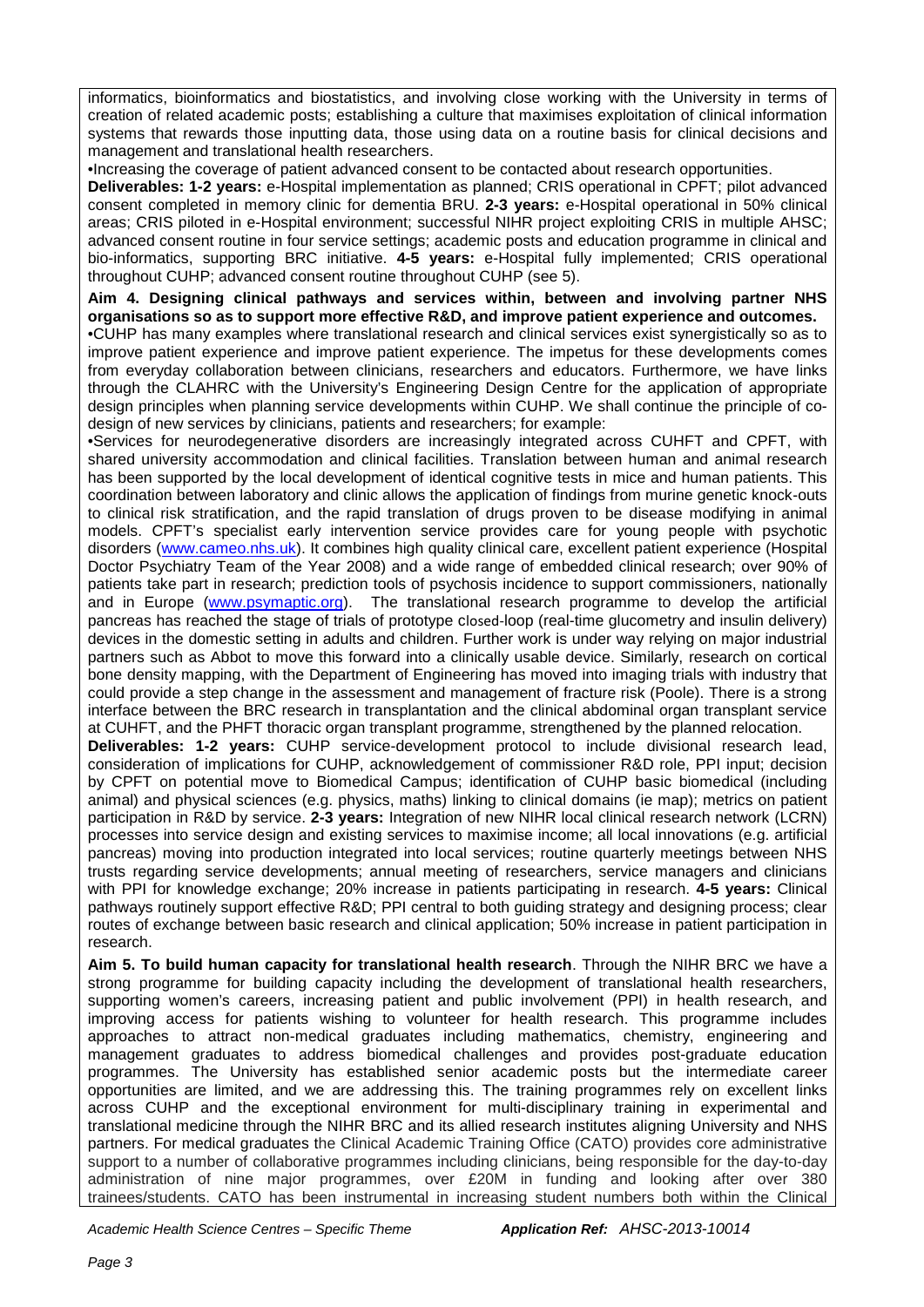informatics, bioinformatics and biostatistics, and involving close working with the University in terms of creation of related academic posts; establishing a culture that maximises exploitation of clinical information systems that rewards those inputting data, those using data on a routine basis for clinical decisions and management and translational health researchers.

•Increasing the coverage of patient advanced consent to be contacted about research opportunities.

**Deliverables: 1-2 years:** e-Hospital implementation as planned; CRIS operational in CPFT; pilot advanced consent completed in memory clinic for dementia BRU. **2-3 years:** e-Hospital operational in 50% clinical areas; CRIS piloted in e-Hospital environment; successful NIHR project exploiting CRIS in multiple AHSC; advanced consent routine in four service settings; academic posts and education programme in clinical and bio-informatics, supporting BRC initiative. **4-5 years:** e-Hospital fully implemented; CRIS operational throughout CUHP; advanced consent routine throughout CUHP (see 5).

**Aim 4. Designing clinical pathways and services within, between and involving partner NHS organisations so as to support more effective R&D, and improve patient experience and outcomes.**

•CUHP has many examples where translational research and clinical services exist synergistically so as to improve patient experience and improve patient experience. The impetus for these developments comes from everyday collaboration between clinicians, researchers and educators. Furthermore, we have links through the CLAHRC with the University's Engineering Design Centre for the application of appropriate design principles when planning service developments within CUHP. We shall continue the principle of co-design of new services by clinicians, patients and researchers; for example:

•Services for neurodegenerative disorders are increasingly integrated across CUHFT and CPFT, with shared university accommodation and clinical facilities. Translation between human and animal research has been supported by the local development of identical cognitive tests in mice and human patients. This coordination between laboratory and clinic allows the application of findings from murine genetic knock-outs to clinical risk stratification, and the rapid translation of drugs proven to be disease modifying in animal models. CPFT's specialist early intervention service provides care for young people with psychotic disorders (www.cameo.nhs.uk). It combines high quality clinical care, excellent patient experience (Hospital Doctor Psychiatry Team of the Year 2008) and a wide range of embedded clinical research; over 90% of patients take part in research; prediction tools of psychosis incidence to support commissioners, nationally and in Europe (www.psymaptic.org). The translational research programme to develop the artificial pancreas has reached the stage of trials of prototype closed-loop (real-time glucometry and insulin delivery) devices in the domestic setting in adults and children. Further work is under way relying on major industrial partners such as Abbot to move this forward into a clinically usable device. Similarly, research on cortical bone density mapping, with the Department of Engineering has moved into imaging trials with industry that could provide a step change in the assessment and management of fracture risk (Poole). There is a strong interface between the BRC research in transplantation and the clinical abdominal organ transplant service at CUHFT, and the PHFT thoracic organ transplant programme, strengthened by the planned relocation.

**Deliverables: 1-2 years:** CUHP service-development protocol to include divisional research lead, consideration of implications for CUHP, acknowledgement of commissioner R&D role, PPI input; decision by CPFT on potential move to Biomedical Campus; identification of CUHP basic biomedical (including animal) and physical sciences (e.g. physics, maths) linking to clinical domains (ie map); metrics on patient participation in R&D by service. **2-3 years:** Integration of new NIHR local clinical research network (LCRN) processes into service design and existing services to maximise income; all local innovations (e.g. artificial pancreas) moving into production integrated into local services; routine quarterly meetings between NHS trusts regarding service developments; annual meeting of researchers, service managers and clinicians with PPI for knowledge exchange; 20% increase in patients participating in research. **4-5 years:** Clinical pathways routinely support effective R&D; PPI central to both guiding strategy and designing process; clear routes of exchange between basic research and clinical application; 50% increase in patient participation in research.

**Aim 5. To build human capacity for translational health research**. Through the NIHR BRC we have a strong programme for building capacity including the development of translational health researchers, supporting women's careers, increasing patient and public involvement (PPI) in health research, and improving access for patients wishing to volunteer for health research. This programme includes approaches to attract non-medical graduates including mathematics, chemistry, engineering and management graduates to address biomedical challenges and provides post-graduate education programmes. The University has established senior academic posts but the intermediate career opportunities are limited, and we are addressing this. The training programmes rely on excellent links across CUHP and the exceptional environment for multi-disciplinary training in experimental and translational medicine through the NIHR BRC and its allied research institutes aligning University and NHS partners. For medical graduates the Clinical Academic Training Office (CATO) provides core administrative support to a number of collaborative programmes including clinicians, being responsible for the day-to-day administration of nine major programmes, over £20M in funding and looking after over 380 trainees/students. CATO has been instrumental in increasing student numbers both within the Clinical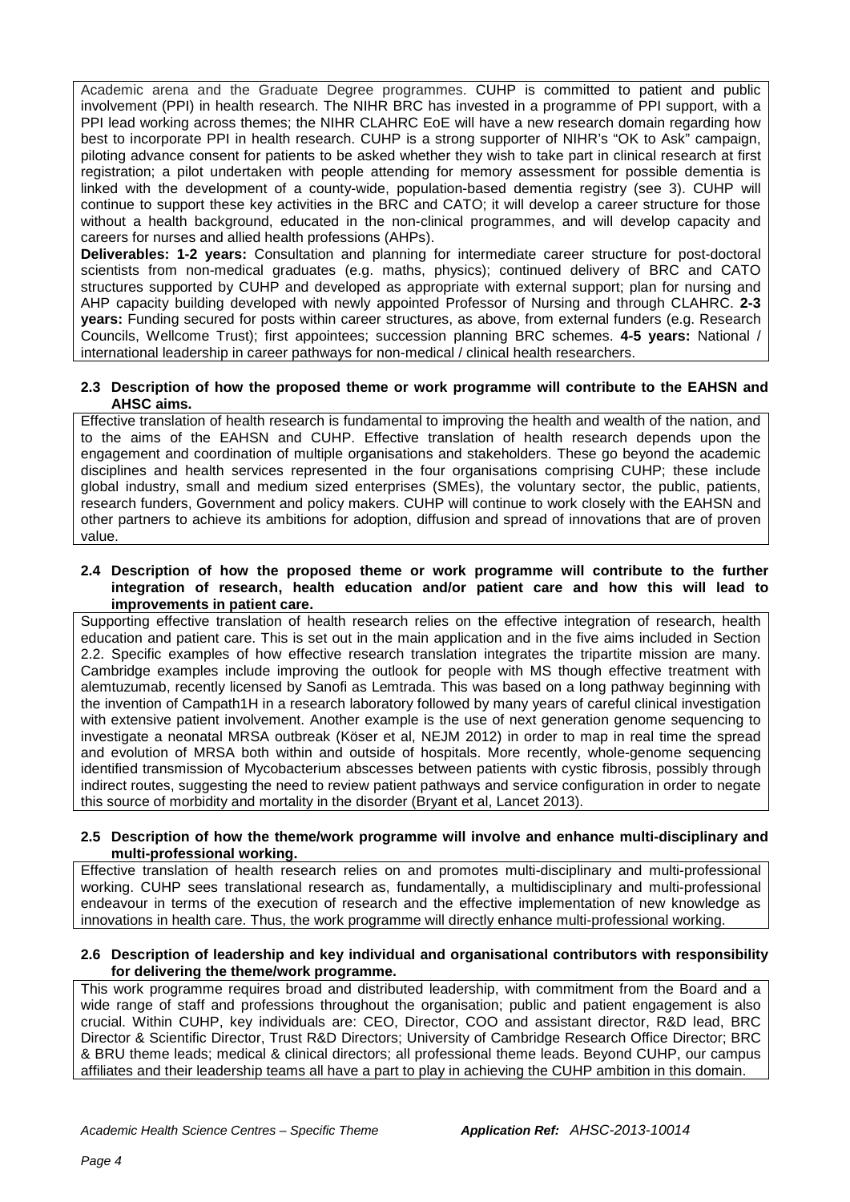Academic arena and the Graduate Degree programmes. CUHP is committed to patient and public involvement (PPI) in health research. The NIHR BRC has invested in a programme of PPI support, with a PPI lead working across themes; the NIHR CLAHRC EoE will have a new research domain regarding how best to incorporate PPI in health research. CUHP is a strong supporter of NIHR's "OK to Ask" campaign, piloting advance consent for patients to be asked whether they wish to take part in clinical research at first registration; a pilot undertaken with people attending for memory assessment for possible dementia is linked with the development of a county-wide, population-based dementia registry (see 3). CUHP will continue to support these key activities in the BRC and CATO; it will develop a career structure for those without a health background, educated in the non-clinical programmes, and will develop capacity and careers for nurses and allied health professions (AHPs).

**Deliverables: 1-2 years:** Consultation and planning for intermediate career structure for post-doctoral scientists from non-medical graduates (e.g. maths, physics); continued delivery of BRC and CATO structures supported by CUHP and developed as appropriate with external support; plan for nursing and AHP capacity building developed with newly appointed Professor of Nursing and through CLAHRC. **2-3 years:** Funding secured for posts within career structures, as above, from external funders (e.g. Research Councils, Wellcome Trust); first appointees; succession planning BRC schemes. **4-5 years:** National / international leadership in career pathways for non-medical / clinical health researchers.

### 2.3 Description of how the proposed theme or work programme will contribute to the EAHSN and AHSC aims.

Effective translation of health research is fundamental to improving the health and wealth of the nation, and to the aims of the EAHSN and CUHP. Effective translation of health research depends upon the engagement and coordination of multiple organisations and stakeholders. These go beyond the academic disciplines and health services represented in the four organisations comprising CUHP; these include global industry, small and medium sized enterprises (SMEs), the voluntary sector, the public, patients, research funders, Government and policy makers. CUHP will continue to work closely with the EAHSN and other partners to achieve its ambitions for adoption, diffusion and spread of innovations that are of proven value.

### 2.4 Description of how the proposed theme or work programme will contribute to the further integration of research, health education and/or patient care and how this will lead to improvements in patient care.

Supporting effective translation of health research relies on the effective integration of research, health education and patient care. This is set out in the main application and in the five aims included in Section 2.2. Specific examples of how effective research translation integrates the tripartite mission are many. Cambridge examples include improving the outlook for people with MS though effective treatment with alemtuzumab, recently licensed by Sanofi as Lemtrada. This was based on a long pathway beginning with the invention of Campath1H in a research laboratory followed by many years of careful clinical investigation with extensive patient involvement. Another example is the use of next generation genome sequencing to investigate a neonatal MRSA outbreak (Köser et al, NEJM 2012) in order to map in real time the spread and evolution of MRSA both within and outside of hospitals. More recently, whole-genome sequencing identified transmission of Mycobacterium abscesses between patients with cystic fibrosis, possibly through indirect routes, suggesting the need to review patient pathways and service configuration in order to negate this source of morbidity and mortality in the disorder (Bryant et al, Lancet 2013).

### 2.5 Description of how the theme/work programme will involve and enhance multi-disciplinary and multi-professional working.

Effective translation of health research relies on and promotes multi-disciplinary and multi-professional working. CUHP sees translational research as, fundamentally, a multidisciplinary and multi-professional endeavour in terms of the execution of research and the effective implementation of new knowledge as innovations in health care. Thus, the work programme will directly enhance multi-professional working.

### 2.6 Description of leadership and key individual and organisational contributors with responsibility for delivering the theme/work programme.

This work programme requires broad and distributed leadership, with commitment from the Board and a wide range of staff and professions throughout the organisation; public and patient engagement is also crucial. Within CUHP, key individuals are: CEO, Director, COO and assistant director, R&D lead, BRC Director & Scientific Director, Trust R&D Directors; University of Cambridge Research Office Director; BRC & BRU theme leads; medical & clinical directors; all professional theme leads. Beyond CUHP, our campus affiliates and their leadership teams all have a part to play in achieving the CUHP ambition in this domain.